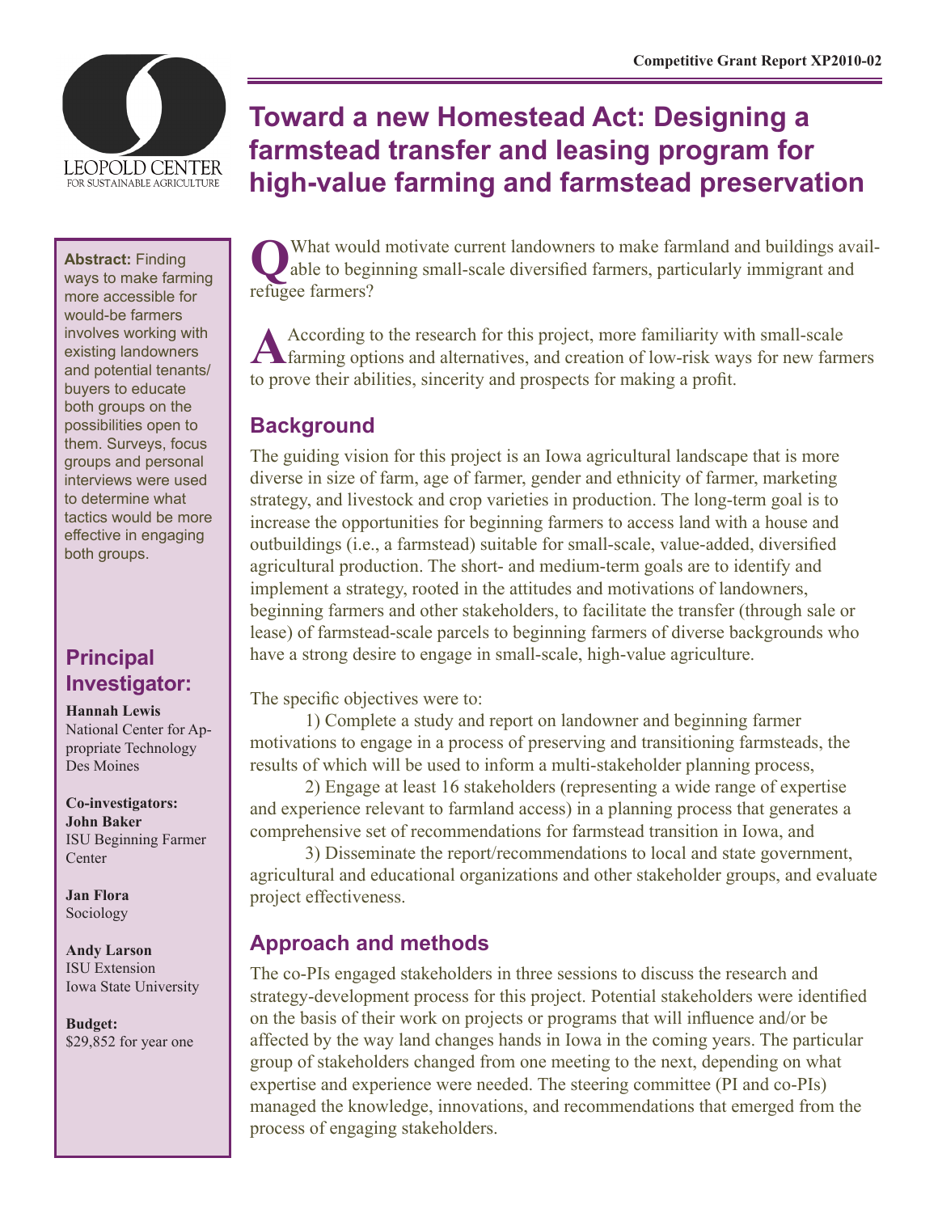Competitive Grant Report XP2010-02

# Toward a new Homestead Act: Designing a farmstead transfer and leasing program for high-value farming and farmstead preservation

**Abstract:** Finding ways to make farming more accessible for would-be farmers involves working with existing landowners and potential tenants/buyers to educate both groups on the possibilities open to them. Surveys, focus groups and personal interviews were used to determine what tactics would be more effective in engaging both groups.

## Principal Investigator:

**Hannah Lewis**
National Center for Appropriate Technology
Des Moines

**Co-investigators:**
**John Baker**
ISU Beginning Farmer Center

**Jan Flora**
Sociology

**Andy Larson**
ISU Extension
Iowa State University

**Budget:**
$29,852 for year one

**Q** What would motivate current landowners to make farmland and buildings available to beginning small-scale diversified farmers, particularly immigrant and refugee farmers?

**A** According to the research for this project, more familiarity with small-scale farming options and alternatives, and creation of low-risk ways for new farmers to prove their abilities, sincerity and prospects for making a profit.

## Background

The guiding vision for this project is an Iowa agricultural landscape that is more diverse in size of farm, age of farmer, gender and ethnicity of farmer, marketing strategy, and livestock and crop varieties in production. The long-term goal is to increase the opportunities for beginning farmers to access land with a house and outbuildings (i.e., a farmstead) suitable for small-scale, value-added, diversified agricultural production. The short- and medium-term goals are to identify and implement a strategy, rooted in the attitudes and motivations of landowners, beginning farmers and other stakeholders, to facilitate the transfer (through sale or lease) of farmstead-scale parcels to beginning farmers of diverse backgrounds who have a strong desire to engage in small-scale, high-value agriculture.

The specific objectives were to:

1) Complete a study and report on landowner and beginning farmer motivations to engage in a process of preserving and transitioning farmsteads, the results of which will be used to inform a multi-stakeholder planning process,

2) Engage at least 16 stakeholders (representing a wide range of expertise and experience relevant to farmland access) in a planning process that generates a comprehensive set of recommendations for farmstead transition in Iowa, and

3) Disseminate the report/recommendations to local and state government, agricultural and educational organizations and other stakeholder groups, and evaluate project effectiveness.

## Approach and methods

The co-PIs engaged stakeholders in three sessions to discuss the research and strategy-development process for this project. Potential stakeholders were identified on the basis of their work on projects or programs that will influence and/or be affected by the way land changes hands in Iowa in the coming years. The particular group of stakeholders changed from one meeting to the next, depending on what expertise and experience were needed. The steering committee (PI and co-PIs) managed the knowledge, innovations, and recommendations that emerged from the process of engaging stakeholders.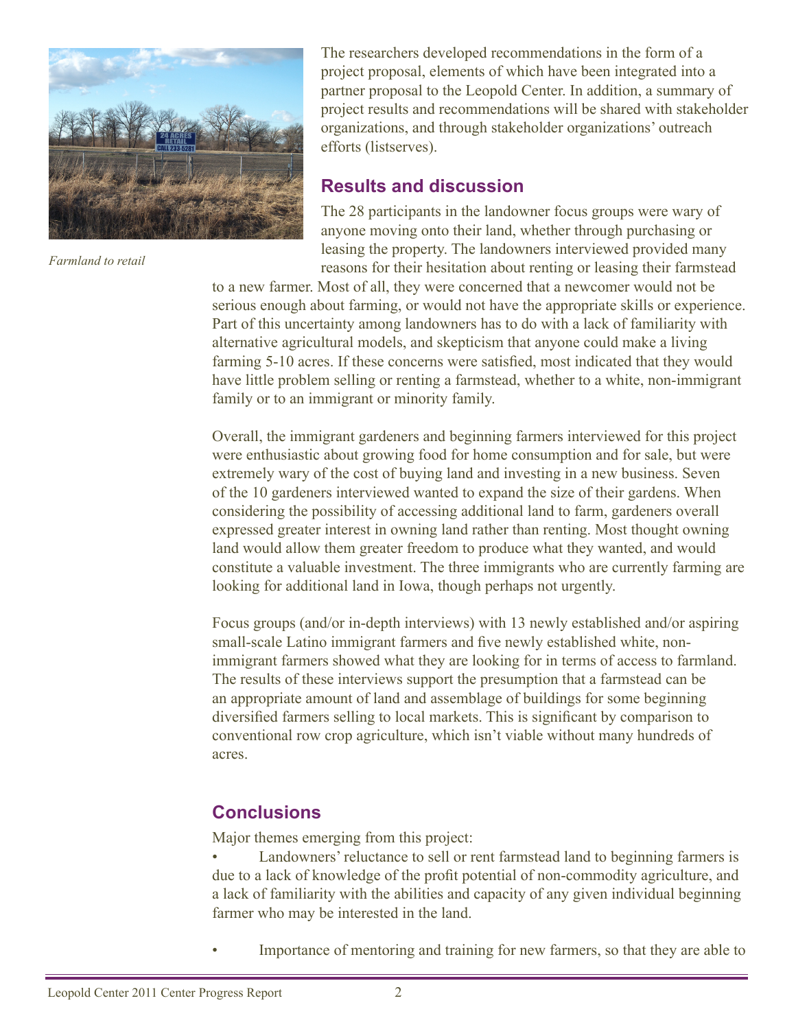*Farmland to retail*

The researchers developed recommendations in the form of a project proposal, elements of which have been integrated into a partner proposal to the Leopold Center. In addition, a summary of project results and recommendations will be shared with stakeholder organizations, and through stakeholder organizations' outreach efforts (listserves).

## Results and discussion

The 28 participants in the landowner focus groups were wary of anyone moving onto their land, whether through purchasing or leasing the property. The landowners interviewed provided many reasons for their hesitation about renting or leasing their farmstead to a new farmer. Most of all, they were concerned that a newcomer would not be serious enough about farming, or would not have the appropriate skills or experience. Part of this uncertainty among landowners has to do with a lack of familiarity with alternative agricultural models, and skepticism that anyone could make a living farming 5-10 acres. If these concerns were satisfied, most indicated that they would have little problem selling or renting a farmstead, whether to a white, non-immigrant family or to an immigrant or minority family.

Overall, the immigrant gardeners and beginning farmers interviewed for this project were enthusiastic about growing food for home consumption and for sale, but were extremely wary of the cost of buying land and investing in a new business. Seven of the 10 gardeners interviewed wanted to expand the size of their gardens. When considering the possibility of accessing additional land to farm, gardeners overall expressed greater interest in owning land rather than renting. Most thought owning land would allow them greater freedom to produce what they wanted, and would constitute a valuable investment. The three immigrants who are currently farming are looking for additional land in Iowa, though perhaps not urgently.

Focus groups (and/or in-depth interviews) with 13 newly established and/or aspiring small-scale Latino immigrant farmers and five newly established white, non-immigrant farmers showed what they are looking for in terms of access to farmland. The results of these interviews support the presumption that a farmstead can be an appropriate amount of land and assemblage of buildings for some beginning diversified farmers selling to local markets. This is significant by comparison to conventional row crop agriculture, which isn't viable without many hundreds of acres.

## Conclusions

Major themes emerging from this project:

- Landowners' reluctance to sell or rent farmstead land to beginning farmers is due to a lack of knowledge of the profit potential of non-commodity agriculture, and a lack of familiarity with the abilities and capacity of any given individual beginning farmer who may be interested in the land.

- Importance of mentoring and training for new farmers, so that they are able to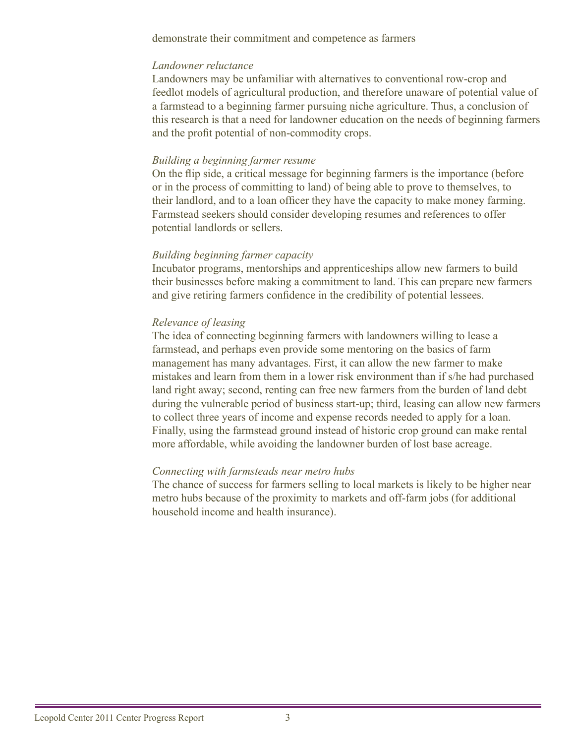demonstrate their commitment and competence as farmers

*Landowner reluctance*

Landowners may be unfamiliar with alternatives to conventional row-crop and feedlot models of agricultural production, and therefore unaware of potential value of a farmstead to a beginning farmer pursuing niche agriculture. Thus, a conclusion of this research is that a need for landowner education on the needs of beginning farmers and the profit potential of non-commodity crops.

*Building a beginning farmer resume*

On the flip side, a critical message for beginning farmers is the importance (before or in the process of committing to land) of being able to prove to themselves, to their landlord, and to a loan officer they have the capacity to make money farming. Farmstead seekers should consider developing resumes and references to offer potential landlords or sellers.

*Building beginning farmer capacity*

Incubator programs, mentorships and apprenticeships allow new farmers to build their businesses before making a commitment to land. This can prepare new farmers and give retiring farmers confidence in the credibility of potential lessees.

*Relevance of leasing*

The idea of connecting beginning farmers with landowners willing to lease a farmstead, and perhaps even provide some mentoring on the basics of farm management has many advantages. First, it can allow the new farmer to make mistakes and learn from them in a lower risk environment than if s/he had purchased land right away; second, renting can free new farmers from the burden of land debt during the vulnerable period of business start-up; third, leasing can allow new farmers to collect three years of income and expense records needed to apply for a loan. Finally, using the farmstead ground instead of historic crop ground can make rental more affordable, while avoiding the landowner burden of lost base acreage.

*Connecting with farmsteads near metro hubs*

The chance of success for farmers selling to local markets is likely to be higher near metro hubs because of the proximity to markets and off-farm jobs (for additional household income and health insurance).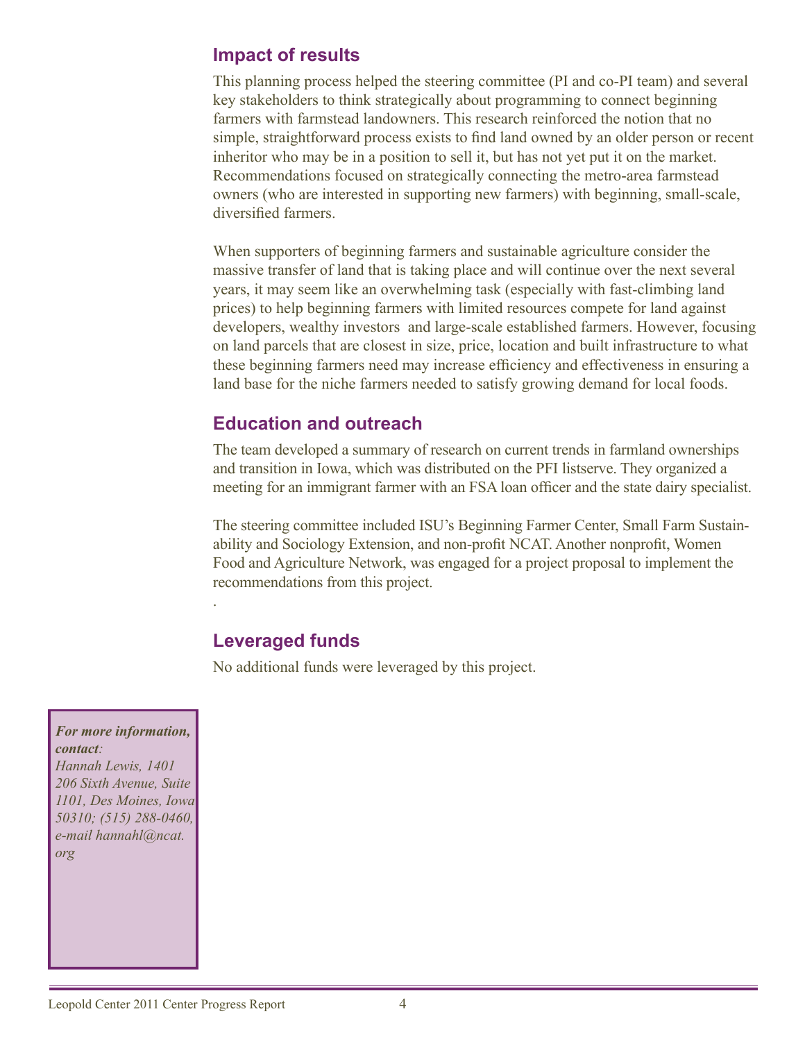## Impact of results

This planning process helped the steering committee (PI and co-PI team) and several key stakeholders to think strategically about programming to connect beginning farmers with farmstead landowners. This research reinforced the notion that no simple, straightforward process exists to find land owned by an older person or recent inheritor who may be in a position to sell it, but has not yet put it on the market. Recommendations focused on strategically connecting the metro-area farmstead owners (who are interested in supporting new farmers) with beginning, small-scale, diversified farmers.

When supporters of beginning farmers and sustainable agriculture consider the massive transfer of land that is taking place and will continue over the next several years, it may seem like an overwhelming task (especially with fast-climbing land prices) to help beginning farmers with limited resources compete for land against developers, wealthy investors and large-scale established farmers. However, focusing on land parcels that are closest in size, price, location and built infrastructure to what these beginning farmers need may increase efficiency and effectiveness in ensuring a land base for the niche farmers needed to satisfy growing demand for local foods.

## Education and outreach

The team developed a summary of research on current trends in farmland ownerships and transition in Iowa, which was distributed on the PFI listserve. They organized a meeting for an immigrant farmer with an FSA loan officer and the state dairy specialist.

The steering committee included ISU's Beginning Farmer Center, Small Farm Sustainability and Sociology Extension, and non-profit NCAT. Another nonprofit, Women Food and Agriculture Network, was engaged for a project proposal to implement the recommendations from this project.

.

## Leveraged funds

No additional funds were leveraged by this project.

***For more information, contact**:*
*Hannah Lewis, 1401 206 Sixth Avenue, Suite 1101, Des Moines, Iowa 50310; (515) 288-0460, e-mail hannahl@ncat.org*